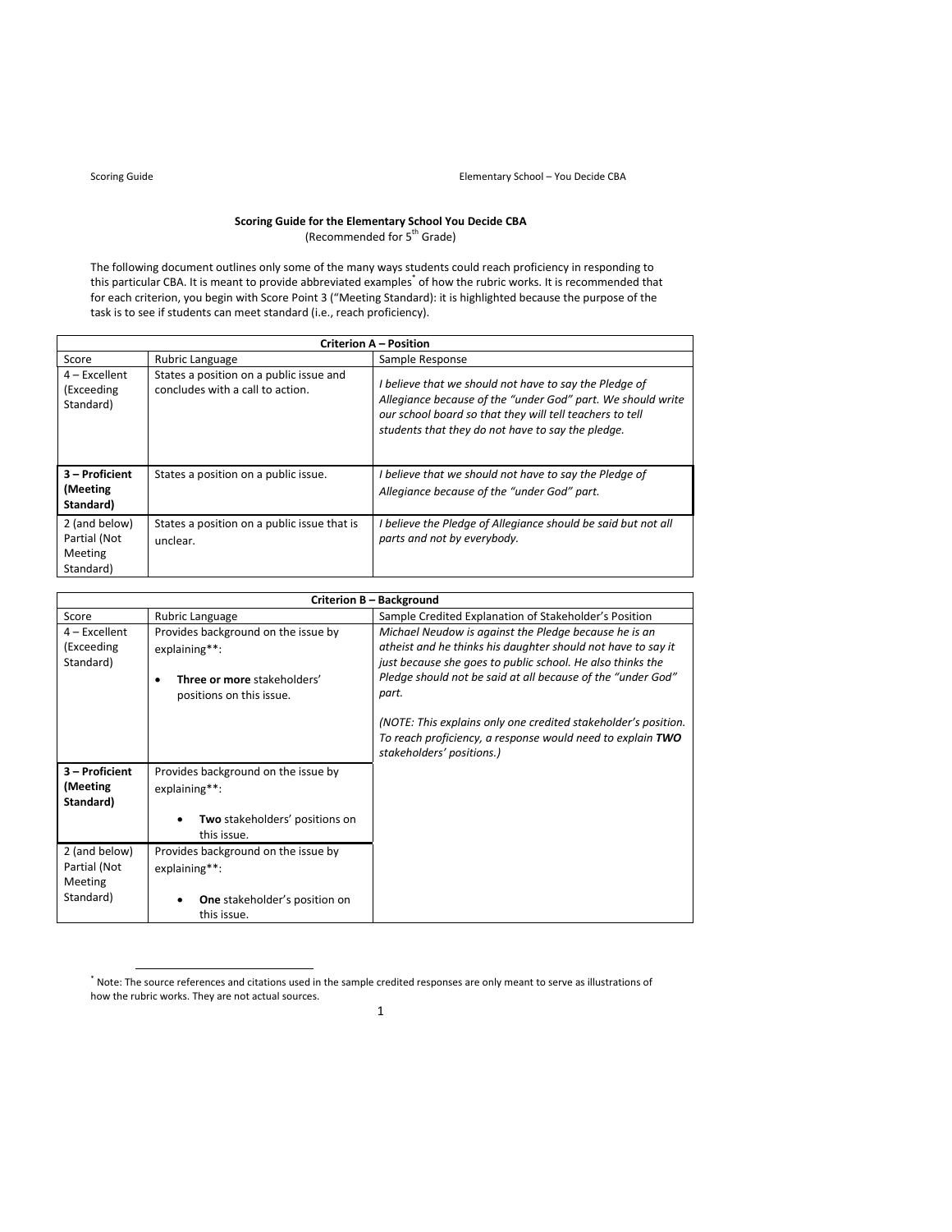**Scoring Guide for the Elementary School You Decide CBA**

(Recommended for 5th Grade)

The following document outlines only some of the many ways students could reach proficiency in responding to this particular CBA. It is meant to provide abbreviated examples[*] of how the rubric works. It is recommended that for each criterion, you begin with Score Point 3 ("Meeting Standard): it is highlighted because the purpose of the task is to see if students can meet standard (i.e., reach proficiency).

| **Criterion A – Position** | | |
|---|---|---|
| Score | Rubric Language | Sample Response |
| 4 – Excellent (Exceeding Standard) | States a position on a public issue and concludes with a call to action. | *I believe that we should not have to say the Pledge of Allegiance because of the "under God" part. We should write our school board so that they will tell teachers to tell students that they do not have to say the pledge.* |
| **3 – Proficient (Meeting Standard)** | States a position on a public issue. | *I believe that we should not have to say the Pledge of Allegiance because of the "under God" part.* |
| 2 (and below) Partial (Not Meeting Standard) | States a position on a public issue that is unclear. | *I believe the Pledge of Allegiance should be said but not all parts and not by everybody.* |

| **Criterion B – Background** | | |
|---|---|---|
| Score | Rubric Language | Sample Credited Explanation of Stakeholder's Position |
| 4 – Excellent (Exceeding Standard) | Provides background on the issue by explaining**: <br>• **Three or more** stakeholders' positions on this issue. | *Michael Neudow is against the Pledge because he is an atheist and he thinks his daughter should not have to say it just because she goes to public school. He also thinks the Pledge should not be said at all because of the "under God" part.* <br><br>*(NOTE: This explains only one credited stakeholder's position. To reach proficiency, a response would need to explain **TWO** stakeholders' positions.)* |
| **3 – Proficient (Meeting Standard)** | Provides background on the issue by explaining**: <br>• **Two** stakeholders' positions on this issue. | |
| 2 (and below) Partial (Not Meeting Standard) | Provides background on the issue by explaining**: <br>• **One** stakeholder's position on this issue. | |

[*] Note: The source references and citations used in the sample credited responses are only meant to serve as illustrations of how the rubric works. They are not actual sources.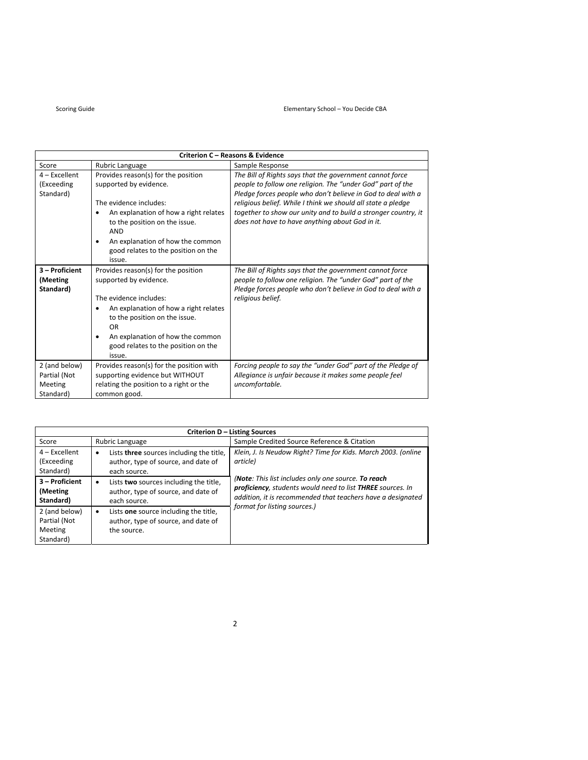| Criterion C – Reasons & Evidence | | |
|---|---|---|
| Score | Rubric Language | Sample Response |
| 4 – Excellent (Exceeding Standard) | Provides reason(s) for the position supported by evidence.<br><br>The evidence includes:<br>• An explanation of how a right relates to the position on the issue.<br>AND<br>• An explanation of how the common good relates to the position on the issue. | *The Bill of Rights says that the government cannot force people to follow one religion. The "under God" part of the Pledge forces people who don't believe in God to deal with a religious belief. While I think we should all state a pledge together to show our unity and to build a stronger country, it does not have to have anything about God in it.* |
| **3 – Proficient (Meeting Standard)** | Provides reason(s) for the position supported by evidence.<br><br>The evidence includes:<br>• An explanation of how a right relates to the position on the issue.<br>OR<br>• An explanation of how the common good relates to the position on the issue. | *The Bill of Rights says that the government cannot force people to follow one religion. The "under God" part of the Pledge forces people who don't believe in God to deal with a religious belief.* |
| 2 (and below) Partial (Not Meeting Standard) | Provides reason(s) for the position with supporting evidence but WITHOUT relating the position to a right or the common good. | *Forcing people to say the "under God" part of the Pledge of Allegiance is unfair because it makes some people feel uncomfortable.* |

| Criterion D – Listing Sources | | |
|---|---|---|
| Score | Rubric Language | Sample Credited Source Reference & Citation |
| 4 – Excellent (Exceeding Standard) | • Lists **three** sources including the title, author, type of source, and date of each source. | *Klein, J. Is Neudow Right? Time for Kids. March 2003. (online article)*<br><br>*(**Note**: This list includes only one source. **To reach proficiency**, students would need to list **THREE** sources. In addition, it is recommended that teachers have a designated format for listing sources.)* |
| **3 – Proficient (Meeting Standard)** | • Lists **two** sources including the title, author, type of source, and date of each source. | |
| 2 (and below) Partial (Not Meeting Standard) | • Lists **one** source including the title, author, type of source, and date of the source. | |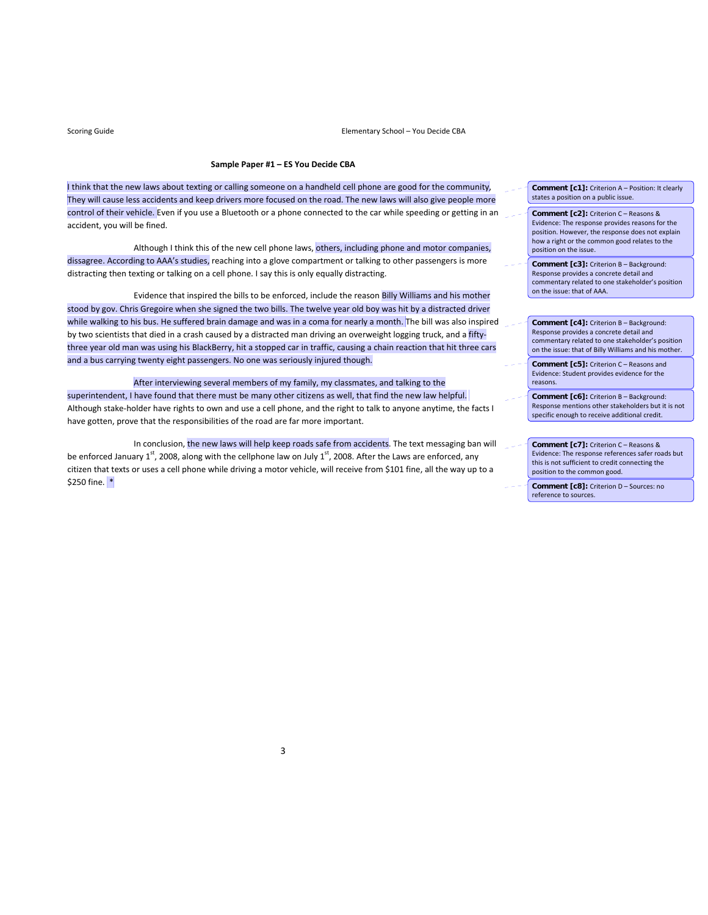**Sample Paper #1 – ES You Decide CBA**

I think that the new laws about texting or calling someone on a handheld cell phone are good for the community. They will cause less accidents and keep drivers more focused on the road. The new laws will also give people more control of their vehicle. Even if you use a Bluetooth or a phone connected to the car while speeding or getting in an accident, you will be fined.

Although I think this of the new cell phone laws, others, including phone and motor companies, dissagree. According to AAA's studies, reaching into a glove compartment or talking to other passengers is more distracting then texting or talking on a cell phone. I say this is only equally distracting.

Evidence that inspired the bills to be enforced, include the reason Billy Williams and his mother stood by gov. Chris Gregoire when she signed the two bills. The twelve year old boy was hit by a distracted driver while walking to his bus. He suffered brain damage and was in a coma for nearly a month. The bill was also inspired by two scientists that died in a crash caused by a distracted man driving an overweight logging truck, and a fifty-three year old man was using his BlackBerry, hit a stopped car in traffic, causing a chain reaction that hit three cars and a bus carrying twenty eight passengers. No one was seriously injured though.

After interviewing several members of my family, my classmates, and talking to the superintendent, I have found that there must be many other citizens as well, that find the new law helpful. Although stake-holder have rights to own and use a cell phone, and the right to talk to anyone anytime, the facts I have gotten, prove that the responsibilities of the road are far more important.

In conclusion, the new laws will help keep roads safe from accidents. The text messaging ban will be enforced January 1st, 2008, along with the cellphone law on July 1st, 2008. After the Laws are enforced, any citizen that texts or uses a cell phone while driving a motor vehicle, will receive from $101 fine, all the way up to a $250 fine. *

**Comment [c1]:** Criterion A – Position: It clearly states a position on a public issue.

**Comment [c2]:** Criterion C – Reasons & Evidence: The response provides reasons for the position. However, the response does not explain how a right or the common good relates to the position on the issue.

**Comment [c3]:** Criterion B – Background: Response provides a concrete detail and commentary related to one stakeholder's position on the issue: that of AAA.

**Comment [c4]:** Criterion B – Background: Response provides a concrete detail and commentary related to one stakeholder's position on the issue: that of Billy Williams and his mother.

**Comment [c5]:** Criterion C – Reasons and Evidence: Student provides evidence for the reasons.

**Comment [c6]:** Criterion B – Background: Response mentions other stakeholders but it is not specific enough to receive additional credit.

**Comment [c7]:** Criterion C – Reasons & Evidence: The response references safer roads but this is not sufficient to credit connecting the position to the common good.

**Comment [c8]:** Criterion D – Sources: no reference to sources.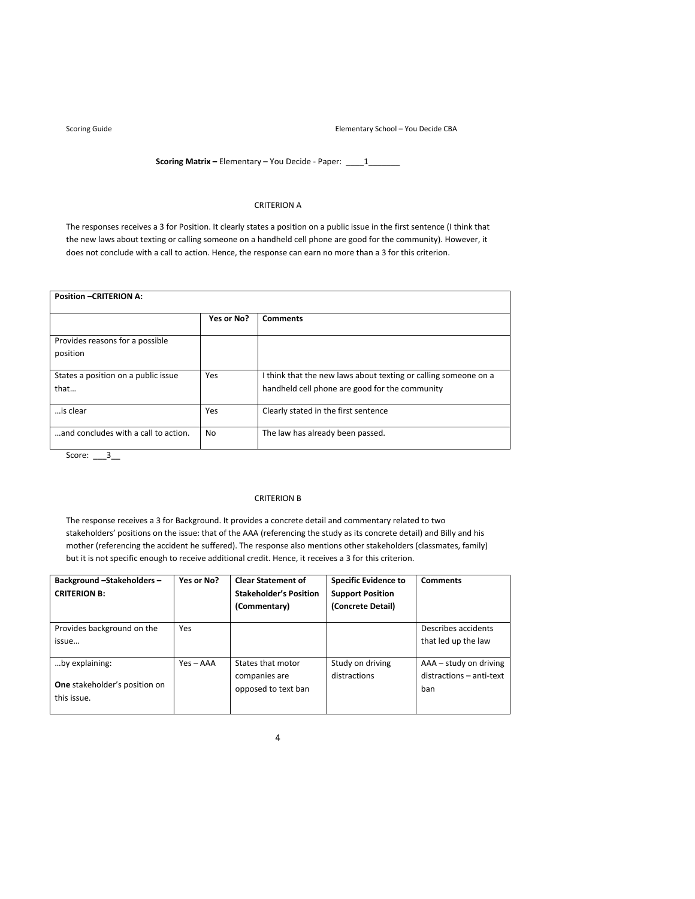**Scoring Matrix –** Elementary – You Decide - Paper: ____1_______

CRITERION A

The responses receives a 3 for Position. It clearly states a position on a public issue in the first sentence (I think that the new laws about texting or calling someone on a handheld cell phone are good for the community). However, it does not conclude with a call to action. Hence, the response can earn no more than a 3 for this criterion.

| **Position –CRITERION A:** | | |
|---|---|---|
| | **Yes or No?** | **Comments** |
| Provides reasons for a possible position | | |
| States a position on a public issue that… | Yes | I think that the new laws about texting or calling someone on a handheld cell phone are good for the community |
| …is clear | Yes | Clearly stated in the first sentence |
| …and concludes with a call to action. | No | The law has already been passed. |

Score: ___3__

CRITERION B

The response receives a 3 for Background. It provides a concrete detail and commentary related to two stakeholders' positions on the issue: that of the AAA (referencing the study as its concrete detail) and Billy and his mother (referencing the accident he suffered). The response also mentions other stakeholders (classmates, family) but it is not specific enough to receive additional credit. Hence, it receives a 3 for this criterion.

| **Background –Stakeholders – CRITERION B:** | **Yes or No?** | **Clear Statement of Stakeholder's Position (Commentary)** | **Specific Evidence to Support Position (Concrete Detail)** | **Comments** |
|---|---|---|---|---|
| Provides background on the issue… | Yes | | | Describes accidents that led up the law |
| …by explaining: **One** stakeholder's position on this issue. | Yes – AAA | States that motor companies are opposed to text ban | Study on driving distractions | AAA – study on driving distractions – anti-text ban |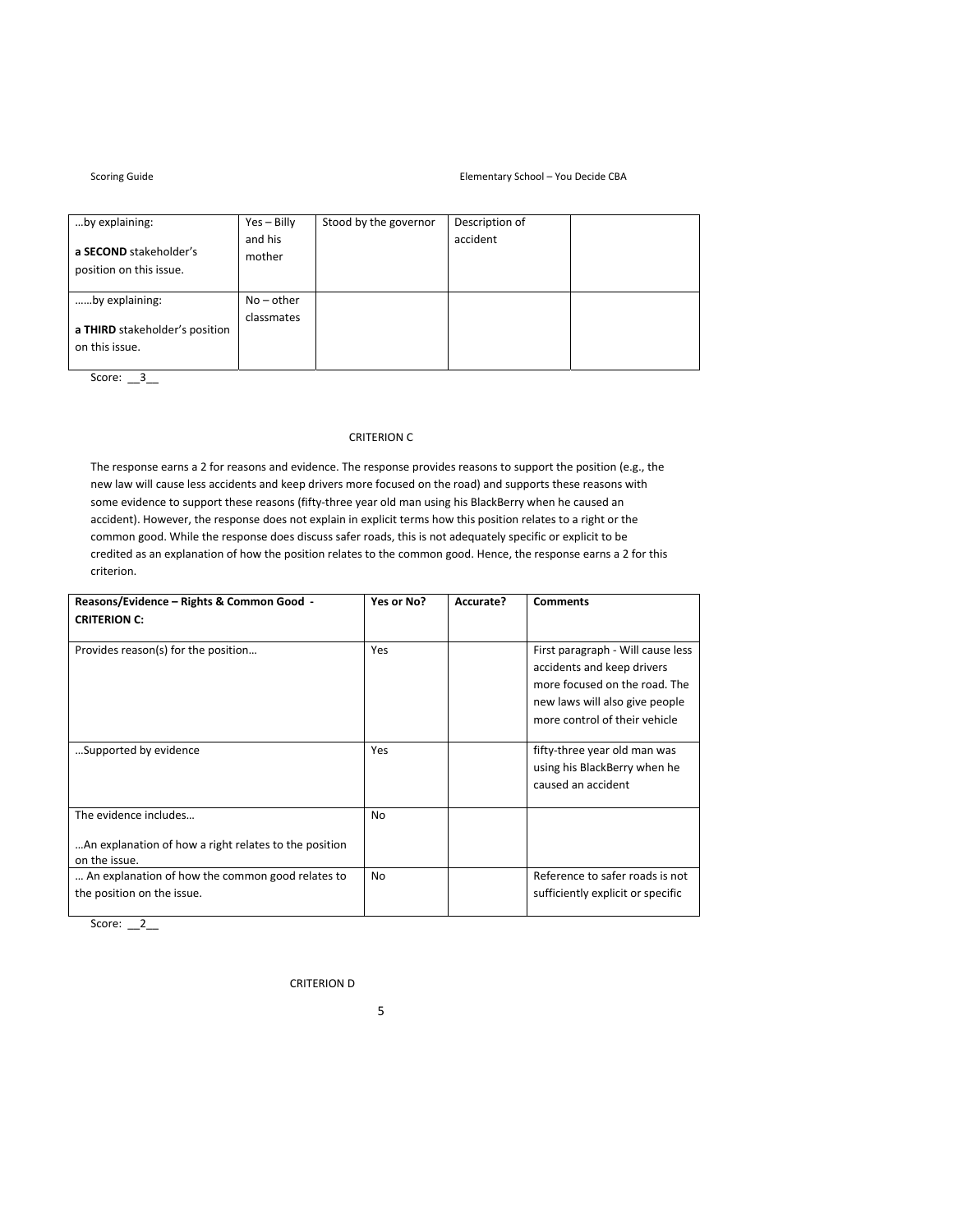| …by explaining:<br><br>**a SECOND** stakeholder's position on this issue. | Yes – Billy and his mother | Stood by the governor | Description of accident | |
|---|---|---|---|---|
| ……by explaining:<br><br>**a THIRD** stakeholder's position on this issue. | No – other classmates | | | |

Score: __3__

CRITERION C

The response earns a 2 for reasons and evidence. The response provides reasons to support the position (e.g., the new law will cause less accidents and keep drivers more focused on the road) and supports these reasons with some evidence to support these reasons (fifty-three year old man using his BlackBerry when he caused an accident). However, the response does not explain in explicit terms how this position relates to a right or the common good. While the response does discuss safer roads, this is not adequately specific or explicit to be credited as an explanation of how the position relates to the common good. Hence, the response earns a 2 for this criterion.

| **Reasons/Evidence – Rights & Common Good - CRITERION C:** | **Yes or No?** | **Accurate?** | **Comments** |
|---|---|---|---|
| Provides reason(s) for the position… | Yes | | First paragraph - Will cause less accidents and keep drivers more focused on the road. The new laws will also give people more control of their vehicle |
| …Supported by evidence | Yes | | fifty-three year old man was using his BlackBerry when he caused an accident |
| The evidence includes…<br><br>…An explanation of how a right relates to the position on the issue. | No | | |
| … An explanation of how the common good relates to the position on the issue. | No | | Reference to safer roads is not sufficiently explicit or specific |

Score: __2__

CRITERION D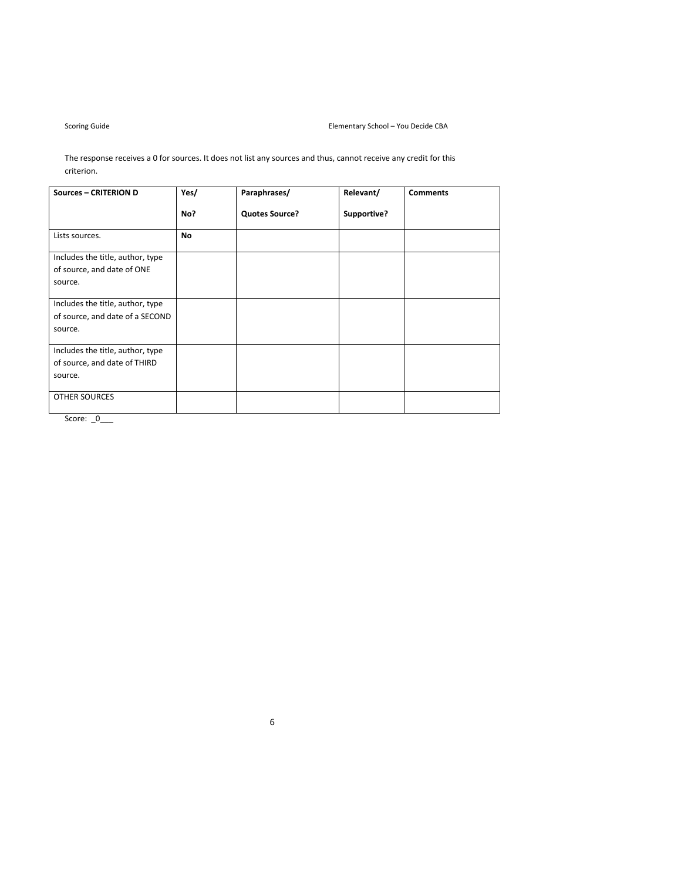The response receives a 0 for sources. It does not list any sources and thus, cannot receive any credit for this criterion.

| **Sources – CRITERION D** | **Yes/ No?** | **Paraphrases/ Quotes Source?** | **Relevant/ Supportive?** | **Comments** |
|---|---|---|---|---|
| Lists sources. | **No** | | | |
| Includes the title, author, type of source, and date of ONE source. | | | | |
| Includes the title, author, type of source, and date of a SECOND source. | | | | |
| Includes the title, author, type of source, and date of THIRD source. | | | | |
| OTHER SOURCES | | | | |

Score: _0___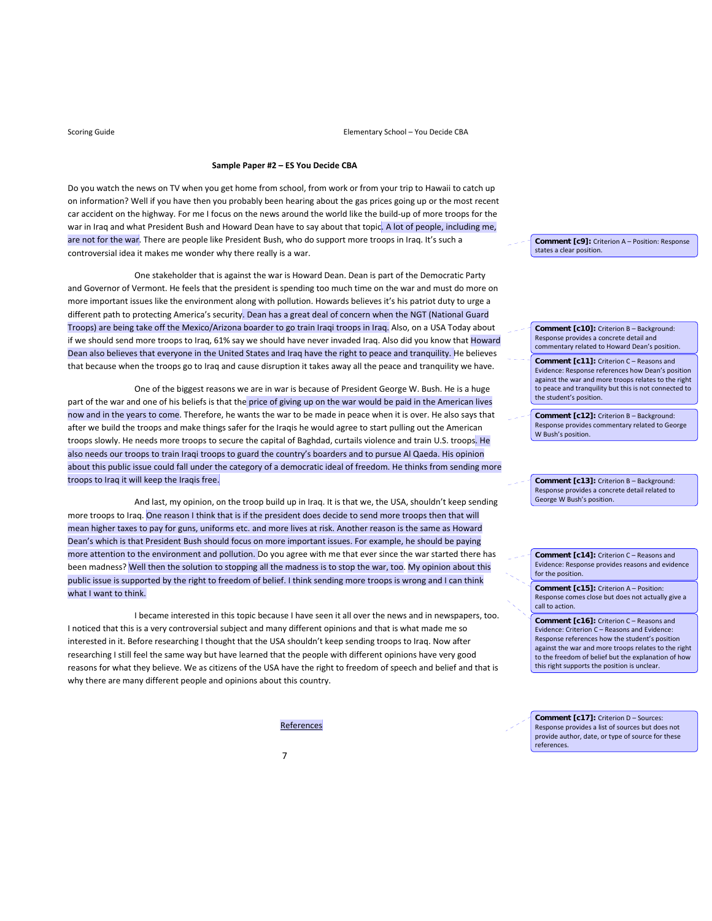## Sample Paper #2 – ES You Decide CBA

Do you watch the news on TV when you get home from school, from work or from your trip to Hawaii to catch up on information? Well if you have then you probably been hearing about the gas prices going up or the most recent car accident on the highway. For me I focus on the news around the world like the build-up of more troops for the war in Iraq and what President Bush and Howard Dean have to say about that topic. A lot of people, including me, are not for the war. There are people like President Bush, who do support more troops in Iraq. It's such a controversial idea it makes me wonder why there really is a war.

> **Comment [c9]:** Criterion A – Position: Response states a clear position.

One stakeholder that is against the war is Howard Dean. Dean is part of the Democratic Party and Governor of Vermont. He feels that the president is spending too much time on the war and must do more on more important issues like the environment along with pollution. Howards believes it's his patriot duty to urge a different path to protecting America's security. Dean has a great deal of concern when the NGT (National Guard Troops) are being take off the Mexico/Arizona boarder to go train Iraqi troops in Iraq. Also, on a USA Today about if we should send more troops to Iraq, 61% say we should have never invaded Iraq. Also did you know that Howard Dean also believes that everyone in the United States and Iraq have the right to peace and tranquility. He believes that because when the troops go to Iraq and cause disruption it takes away all the peace and tranquility we have.

> **Comment [c10]:** Criterion B – Background: Response provides a concrete detail and commentary related to Howard Dean's position.

> **Comment [c11]:** Criterion C – Reasons and Evidence: Response references how Dean's position against the war and more troops relates to the right to peace and tranquility but this is not connected to the student's position.

One of the biggest reasons we are in war is because of President George W. Bush. He is a huge part of the war and one of his beliefs is that the price of giving up on the war would be paid in the American lives now and in the years to come. Therefore, he wants the war to be made in peace when it is over. He also says that after we build the troops and make things safer for the Iraqis he would agree to start pulling out the American troops slowly. He needs more troops to secure the capital of Baghdad, curtails violence and train U.S. troops. He also needs our troops to train Iraqi troops to guard the country's boarders and to pursue Al Qaeda. His opinion about this public issue could fall under the category of a democratic ideal of freedom. He thinks from sending more troops to Iraq it will keep the Iraqis free.

> **Comment [c12]:** Criterion B – Background: Response provides commentary related to George W Bush's position.

> **Comment [c13]:** Criterion B – Background: Response provides a concrete detail related to George W Bush's position.

And last, my opinion, on the troop build up in Iraq. It is that we, the USA, shouldn't keep sending more troops to Iraq. One reason I think that is if the president does decide to send more troops then that will mean higher taxes to pay for guns, uniforms etc. and more lives at risk. Another reason is the same as Howard Dean's which is that President Bush should focus on more important issues. For example, he should be paying more attention to the environment and pollution. Do you agree with me that ever since the war started there has been madness? Well then the solution to stopping all the madness is to stop the war, too. My opinion about this public issue is supported by the right to freedom of belief. I think sending more troops is wrong and I can think what I want to think.

> **Comment [c14]:** Criterion C – Reasons and Evidence: Response provides reasons and evidence for the position.

> **Comment [c15]:** Criterion A – Position: Response comes close but does not actually give a call to action.

> **Comment [c16]:** Criterion C – Reasons and Evidence: Criterion C – Reasons and Evidence: Response references how the student's position against the war and more troops relates to the right to the freedom of belief but the explanation of how this right supports the position is unclear.

I became interested in this topic because I have seen it all over the news and in newspapers, too. I noticed that this is a very controversial subject and many different opinions and that is what made me so interested in it. Before researching I thought that the USA shouldn't keep sending troops to Iraq. Now after researching I still feel the same way but have learned that the people with different opinions have very good reasons for what they believe. We as citizens of the USA have the right to freedom of speech and belief and that is why there are many different people and opinions about this country.

References

> **Comment [c17]:** Criterion D – Sources: Response provides a list of sources but does not provide author, date, or type of source for these references.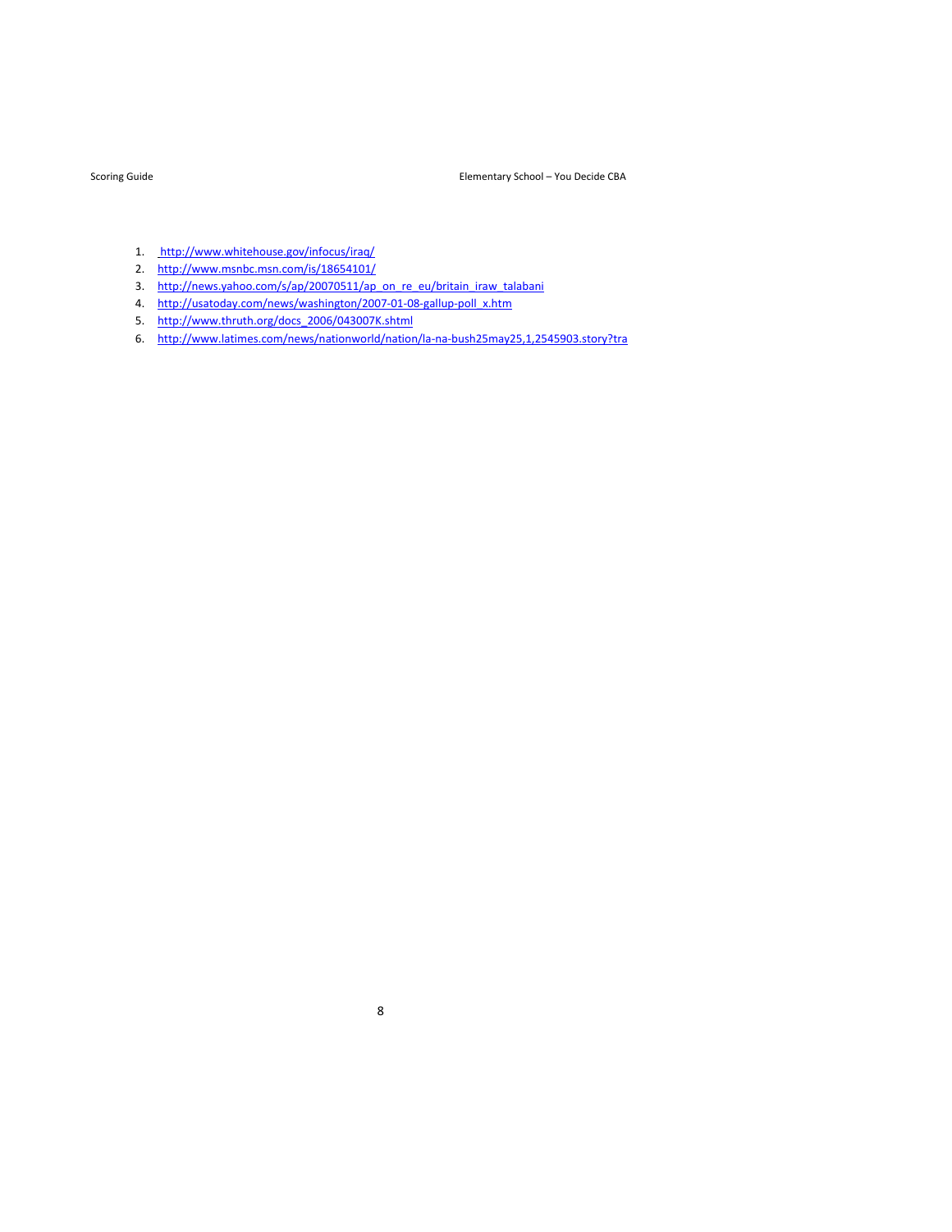1. http://www.whitehouse.gov/infocus/iraq/
2. http://www.msnbc.msn.com/is/18654101/
3. http://news.yahoo.com/s/ap/20070511/ap_on_re_eu/britain_iraw_talabani
4. http://usatoday.com/news/washington/2007-01-08-gallup-poll_x.htm
5. http://www.thruth.org/docs_2006/043007K.shtml
6. http://www.latimes.com/news/nationworld/nation/la-na-bush25may25,1,2545903.story?tra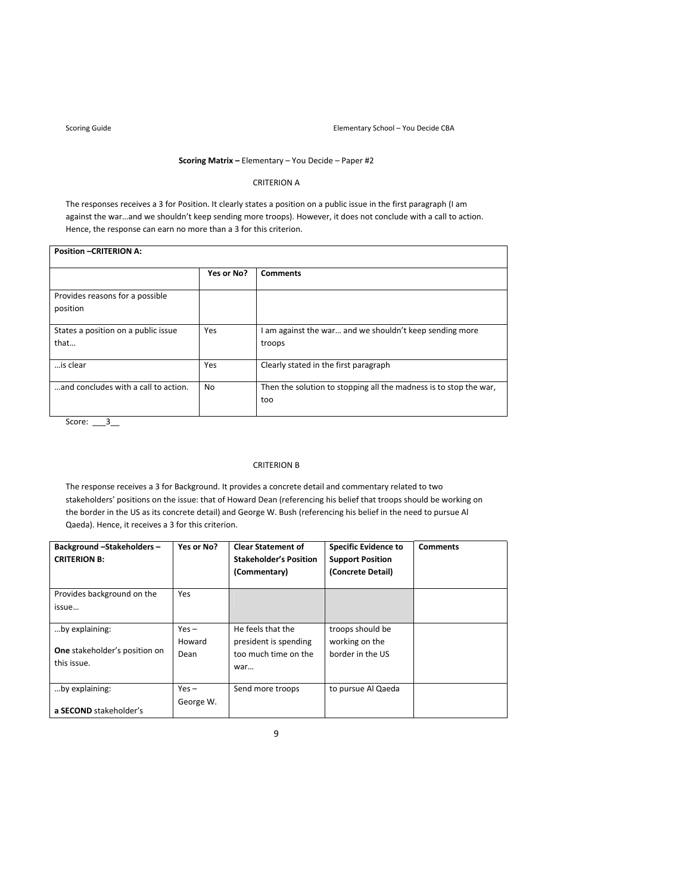**Scoring Matrix –** Elementary – You Decide – Paper #2

CRITERION A

The responses receives a 3 for Position. It clearly states a position on a public issue in the first paragraph (I am against the war…and we shouldn't keep sending more troops). However, it does not conclude with a call to action. Hence, the response can earn no more than a 3 for this criterion.

| **Position –CRITERION A:** | | |
|---|---|---|
| | **Yes or No?** | **Comments** |
| Provides reasons for a possible position | | |
| States a position on a public issue that… | Yes | I am against the war… and we shouldn't keep sending more troops |
| …is clear | Yes | Clearly stated in the first paragraph |
| …and concludes with a call to action. | No | Then the solution to stopping all the madness is to stop the war, too |

Score: ___3__

CRITERION B

The response receives a 3 for Background. It provides a concrete detail and commentary related to two stakeholders' positions on the issue: that of Howard Dean (referencing his belief that troops should be working on the border in the US as its concrete detail) and George W. Bush (referencing his belief in the need to pursue Al Qaeda). Hence, it receives a 3 for this criterion.

| **Background –Stakeholders – CRITERION B:** | **Yes or No?** | **Clear Statement of Stakeholder's Position (Commentary)** | **Specific Evidence to Support Position (Concrete Detail)** | **Comments** |
|---|---|---|---|---|
| Provides background on the issue… | Yes | | | |
| …by explaining: **One** stakeholder's position on this issue. | Yes – Howard Dean | He feels that the president is spending too much time on the war… | troops should be working on the border in the US | |
| …by explaining: **a SECOND** stakeholder's | Yes – George W. | Send more troops | to pursue Al Qaeda | |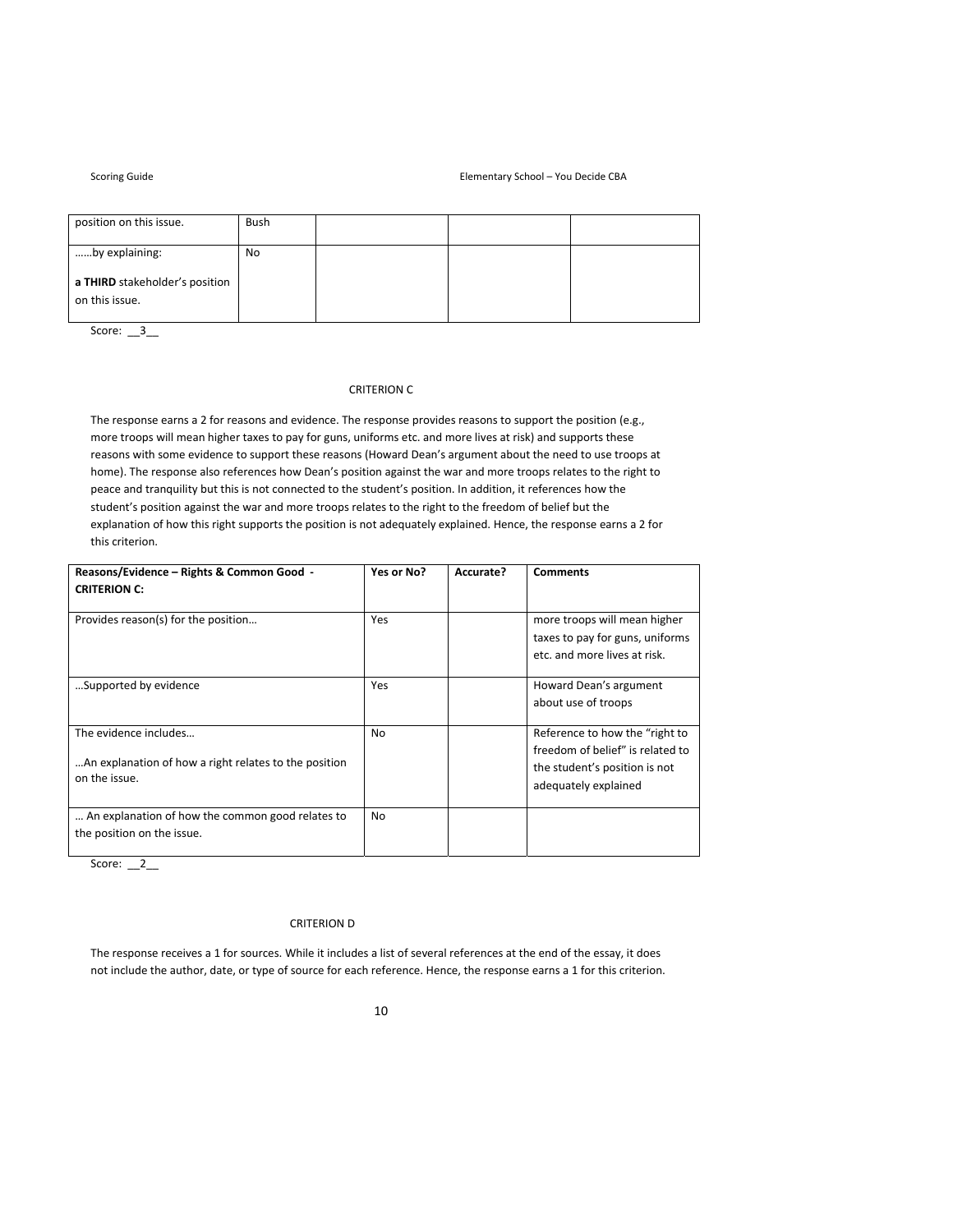| position on this issue. | Bush | | | |
|---|---|---|---|---|
| ……by explaining:<br><br>**a THIRD** stakeholder's position on this issue. | No | | | |

Score: __3__

CRITERION C

The response earns a 2 for reasons and evidence. The response provides reasons to support the position (e.g., more troops will mean higher taxes to pay for guns, uniforms etc. and more lives at risk) and supports these reasons with some evidence to support these reasons (Howard Dean's argument about the need to use troops at home). The response also references how Dean's position against the war and more troops relates to the right to peace and tranquility but this is not connected to the student's position. In addition, it references how the student's position against the war and more troops relates to the right to the freedom of belief but the explanation of how this right supports the position is not adequately explained. Hence, the response earns a 2 for this criterion.

| Reasons/Evidence – Rights & Common Good - **CRITERION C:** | Yes or No? | Accurate? | Comments |
|---|---|---|---|
| Provides reason(s) for the position… | Yes | | more troops will mean higher taxes to pay for guns, uniforms etc. and more lives at risk. |
| …Supported by evidence | Yes | | Howard Dean's argument about use of troops |
| The evidence includes…<br><br>…An explanation of how a right relates to the position on the issue. | No | | Reference to how the "right to freedom of belief" is related to the student's position is not adequately explained |
| … An explanation of how the common good relates to the position on the issue. | No | | |

Score: __2__

CRITERION D

The response receives a 1 for sources. While it includes a list of several references at the end of the essay, it does not include the author, date, or type of source for each reference. Hence, the response earns a 1 for this criterion.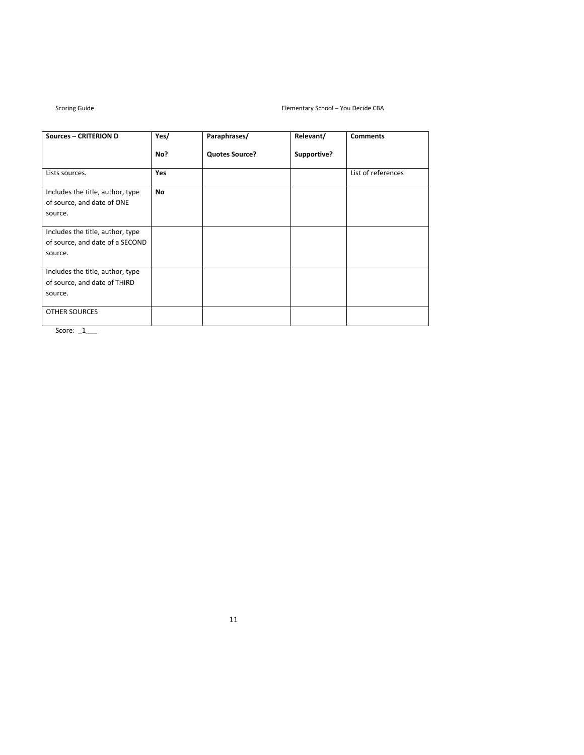| Sources – CRITERION D | Yes/ No? | Paraphrases/ Quotes Source? | Relevant/ Supportive? | Comments |
|---|---|---|---|---|
| Lists sources. | **Yes** | | | List of references |
| Includes the title, author, type of source, and date of ONE source. | **No** | | | |
| Includes the title, author, type of source, and date of a SECOND source. | | | | |
| Includes the title, author, type of source, and date of THIRD source. | | | | |
| OTHER SOURCES | | | | |

Score: _1___